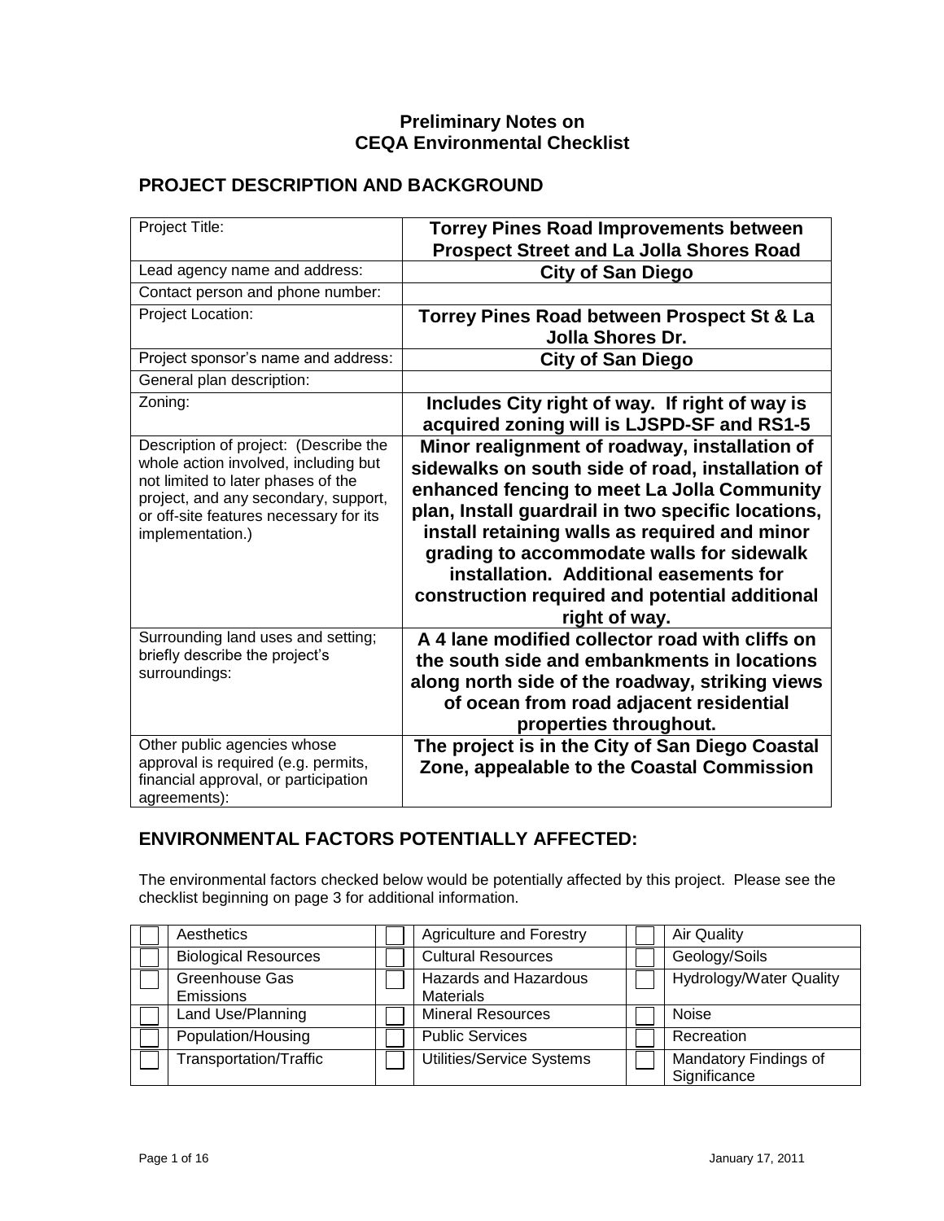# Preliminary Notes on CEQA Environmental Checklist

## PROJECT DESCRIPTION AND BACKGROUND

| | |
|---|---|
| Project Title: | **Torrey Pines Road Improvements between Prospect Street and La Jolla Shores Road** |
| Lead agency name and address: | **City of San Diego** |
| Contact person and phone number: | |
| Project Location: | **Torrey Pines Road between Prospect St & La Jolla Shores Dr.** |
| Project sponsor's name and address: | **City of San Diego** |
| General plan description: | |
| Zoning: | **Includes City right of way. If right of way is acquired zoning will is LJSPD-SF and RS1-5** |
| Description of project: (Describe the whole action involved, including but not limited to later phases of the project, and any secondary, support, or off-site features necessary for its implementation.) | **Minor realignment of roadway, installation of sidewalks on south side of road, installation of enhanced fencing to meet La Jolla Community plan, Install guardrail in two specific locations, install retaining walls as required and minor grading to accommodate walls for sidewalk installation. Additional easements for construction required and potential additional right of way.** |
| Surrounding land uses and setting; briefly describe the project's surroundings: | **A 4 lane modified collector road with cliffs on the south side and embankments in locations along north side of the roadway, striking views of ocean from road adjacent residential properties throughout.** |
| Other public agencies whose approval is required (e.g. permits, financial approval, or participation agreements): | **The project is in the City of San Diego Coastal Zone, appealable to the Coastal Commission** |

## ENVIRONMENTAL FACTORS POTENTIALLY AFFECTED:

The environmental factors checked below would be potentially affected by this project. Please see the checklist beginning on page 3 for additional information.

| | | | | | |
|---|---|---|---|---|---|
| ☐ | Aesthetics | ☐ | Agriculture and Forestry | ☐ | Air Quality |
| ☐ | Biological Resources | ☐ | Cultural Resources | ☐ | Geology/Soils |
| ☐ | Greenhouse Gas Emissions | ☐ | Hazards and Hazardous Materials | ☐ | Hydrology/Water Quality |
| ☐ | Land Use/Planning | ☐ | Mineral Resources | ☐ | Noise |
| ☐ | Population/Housing | ☐ | Public Services | ☐ | Recreation |
| ☐ | Transportation/Traffic | ☐ | Utilities/Service Systems | ☐ | Mandatory Findings of Significance |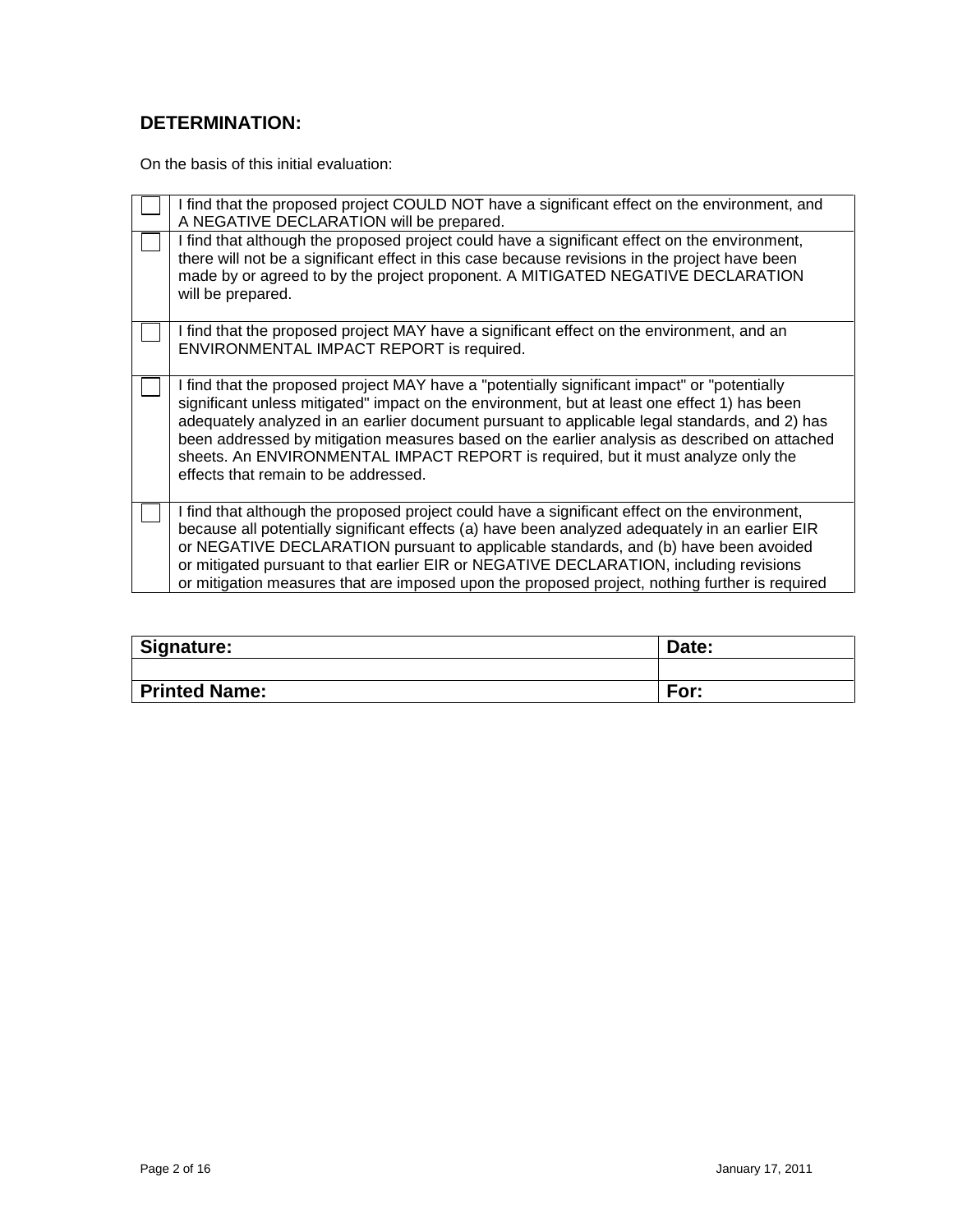## DETERMINATION:

On the basis of this initial evaluation:

| | |
|---|---|
| ☐ | I find that the proposed project COULD NOT have a significant effect on the environment, and A NEGATIVE DECLARATION will be prepared. |
| ☐ | I find that although the proposed project could have a significant effect on the environment, there will not be a significant effect in this case because revisions in the project have been made by or agreed to by the project proponent. A MITIGATED NEGATIVE DECLARATION will be prepared. |
| ☐ | I find that the proposed project MAY have a significant effect on the environment, and an ENVIRONMENTAL IMPACT REPORT is required. |
| ☐ | I find that the proposed project MAY have a "potentially significant impact" or "potentially significant unless mitigated" impact on the environment, but at least one effect 1) has been adequately analyzed in an earlier document pursuant to applicable legal standards, and 2) has been addressed by mitigation measures based on the earlier analysis as described on attached sheets. An ENVIRONMENTAL IMPACT REPORT is required, but it must analyze only the effects that remain to be addressed. |
| ☐ | I find that although the proposed project could have a significant effect on the environment, because all potentially significant effects (a) have been analyzed adequately in an earlier EIR or NEGATIVE DECLARATION pursuant to applicable standards, and (b) have been avoided or mitigated pursuant to that earlier EIR or NEGATIVE DECLARATION, including revisions or mitigation measures that are imposed upon the proposed project, nothing further is required |

| **Signature:** | **Date:** |
|---|---|
| | |
| **Printed Name:** | **For:** |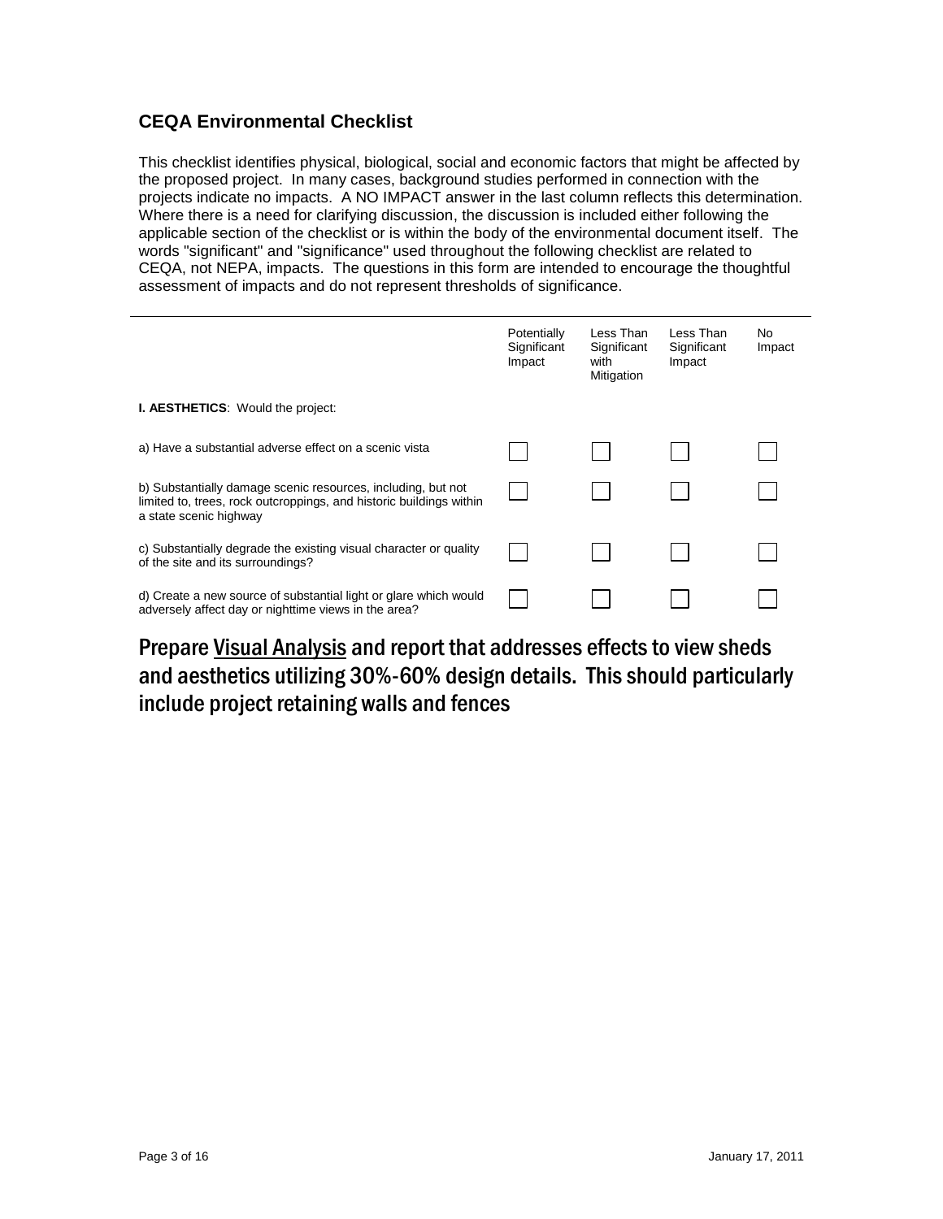## CEQA Environmental Checklist

This checklist identifies physical, biological, social and economic factors that might be affected by the proposed project. In many cases, background studies performed in connection with the projects indicate no impacts. A NO IMPACT answer in the last column reflects this determination. Where there is a need for clarifying discussion, the discussion is included either following the applicable section of the checklist or is within the body of the environmental document itself. The words "significant" and "significance" used throughout the following checklist are related to CEQA, not NEPA, impacts. The questions in this form are intended to encourage the thoughtful assessment of impacts and do not represent thresholds of significance.

| | Potentially Significant Impact | Less Than Significant with Mitigation | Less Than Significant Impact | No Impact |
|---|---|---|---|---|
| **I. AESTHETICS**: Would the project: | | | | |
| a) Have a substantial adverse effect on a scenic vista | ☐ | ☐ | ☐ | ☐ |
| b) Substantially damage scenic resources, including, but not limited to, trees, rock outcroppings, and historic buildings within a state scenic highway | ☐ | ☐ | ☐ | ☐ |
| c) Substantially degrade the existing visual character or quality of the site and its surroundings? | ☐ | ☐ | ☐ | ☐ |
| d) Create a new source of substantial light or glare which would adversely affect day or nighttime views in the area? | ☐ | ☐ | ☐ | ☐ |

## Prepare <u>Visual Analysis</u> and report that addresses effects to view sheds and aesthetics utilizing 30%-60% design details. This should particularly include project retaining walls and fences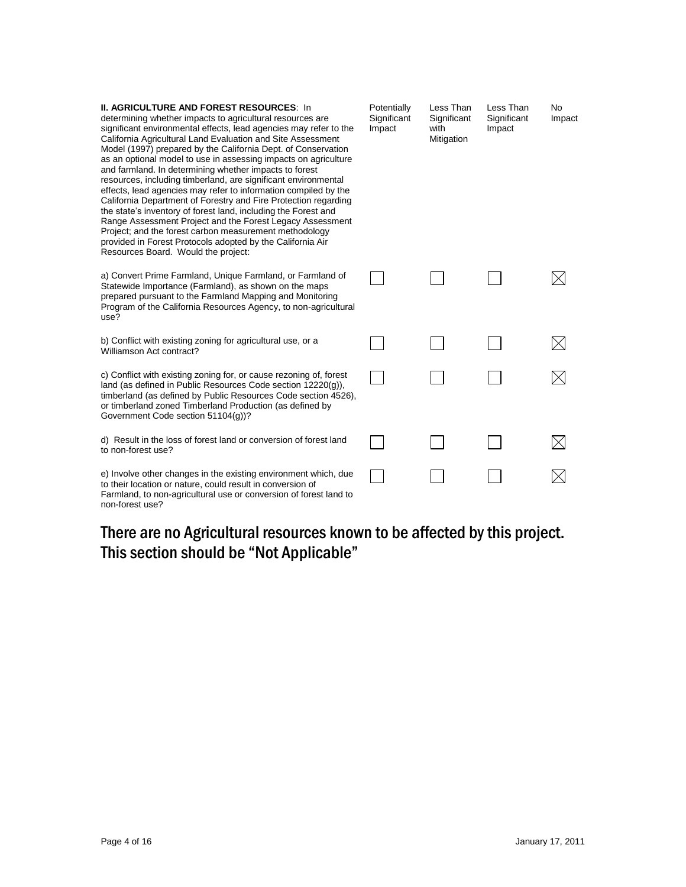| **II. AGRICULTURE AND FOREST RESOURCES**: In determining whether impacts to agricultural resources are significant environmental effects, lead agencies may refer to the California Agricultural Land Evaluation and Site Assessment Model (1997) prepared by the California Dept. of Conservation as an optional model to use in assessing impacts on agriculture and farmland. In determining whether impacts to forest resources, including timberland, are significant environmental effects, lead agencies may refer to information compiled by the California Department of Forestry and Fire Protection regarding the state's inventory of forest land, including the Forest and Range Assessment Project and the Forest Legacy Assessment Project; and the forest carbon measurement methodology provided in Forest Protocols adopted by the California Air Resources Board. Would the project: | Potentially Significant Impact | Less Than Significant with Mitigation | Less Than Significant Impact | No Impact |
|---|---|---|---|---|
| a) Convert Prime Farmland, Unique Farmland, or Farmland of Statewide Importance (Farmland), as shown on the maps prepared pursuant to the Farmland Mapping and Monitoring Program of the California Resources Agency, to non-agricultural use? | ☐ | ☐ | ☐ | ☒ |
| b) Conflict with existing zoning for agricultural use, or a Williamson Act contract? | ☐ | ☐ | ☐ | ☒ |
| c) Conflict with existing zoning for, or cause rezoning of, forest land (as defined in Public Resources Code section 12220(g)), timberland (as defined by Public Resources Code section 4526), or timberland zoned Timberland Production (as defined by Government Code section 51104(g))? | ☐ | ☐ | ☐ | ☒ |
| d) Result in the loss of forest land or conversion of forest land to non-forest use? | ☐ | ☐ | ☐ | ☒ |
| e) Involve other changes in the existing environment which, due to their location or nature, could result in conversion of Farmland, to non-agricultural use or conversion of forest land to non-forest use? | ☐ | ☐ | ☐ | ☒ |

## There are no Agricultural resources known to be affected by this project. This section should be "Not Applicable"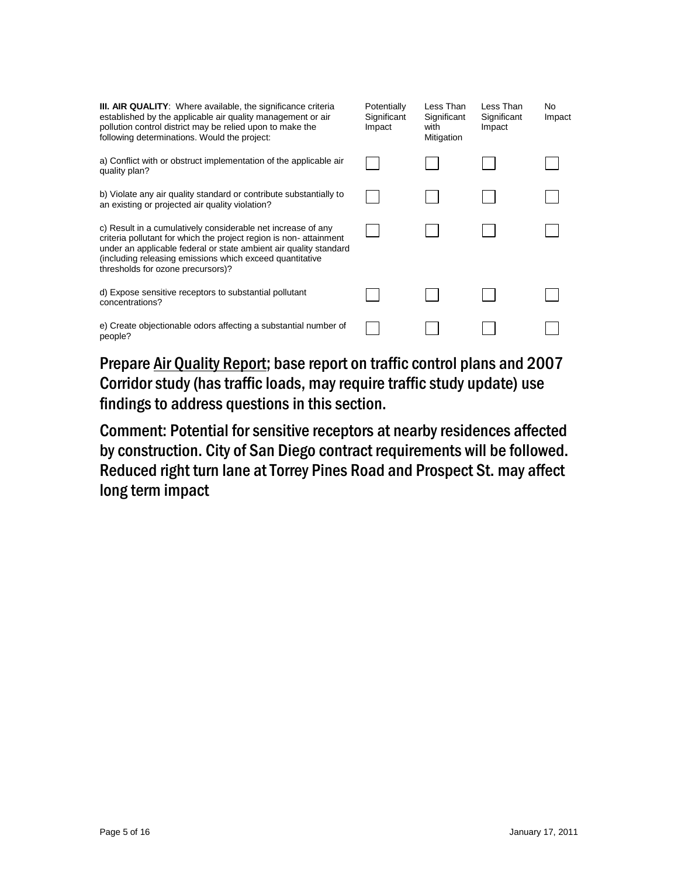| **III. AIR QUALITY**: Where available, the significance criteria established by the applicable air quality management or air pollution control district may be relied upon to make the following determinations. Would the project: | Potentially Significant Impact | Less Than Significant with Mitigation | Less Than Significant Impact | No Impact |
|---|---|---|---|---|
| a) Conflict with or obstruct implementation of the applicable air quality plan? | ☐ | ☐ | ☐ | ☐ |
| b) Violate any air quality standard or contribute substantially to an existing or projected air quality violation? | ☐ | ☐ | ☐ | ☐ |
| c) Result in a cumulatively considerable net increase of any criteria pollutant for which the project region is non- attainment under an applicable federal or state ambient air quality standard (including releasing emissions which exceed quantitative thresholds for ozone precursors)? | ☐ | ☐ | ☐ | ☐ |
| d) Expose sensitive receptors to substantial pollutant concentrations? | ☐ | ☐ | ☐ | ☐ |
| e) Create objectionable odors affecting a substantial number of people? | ☐ | ☐ | ☐ | ☐ |

Prepare <u>Air Quality Report</u>; base report on traffic control plans and 2007 Corridor study (has traffic loads, may require traffic study update) use findings to address questions in this section.

Comment: Potential for sensitive receptors at nearby residences affected by construction. City of San Diego contract requirements will be followed. Reduced right turn lane at Torrey Pines Road and Prospect St. may affect long term impact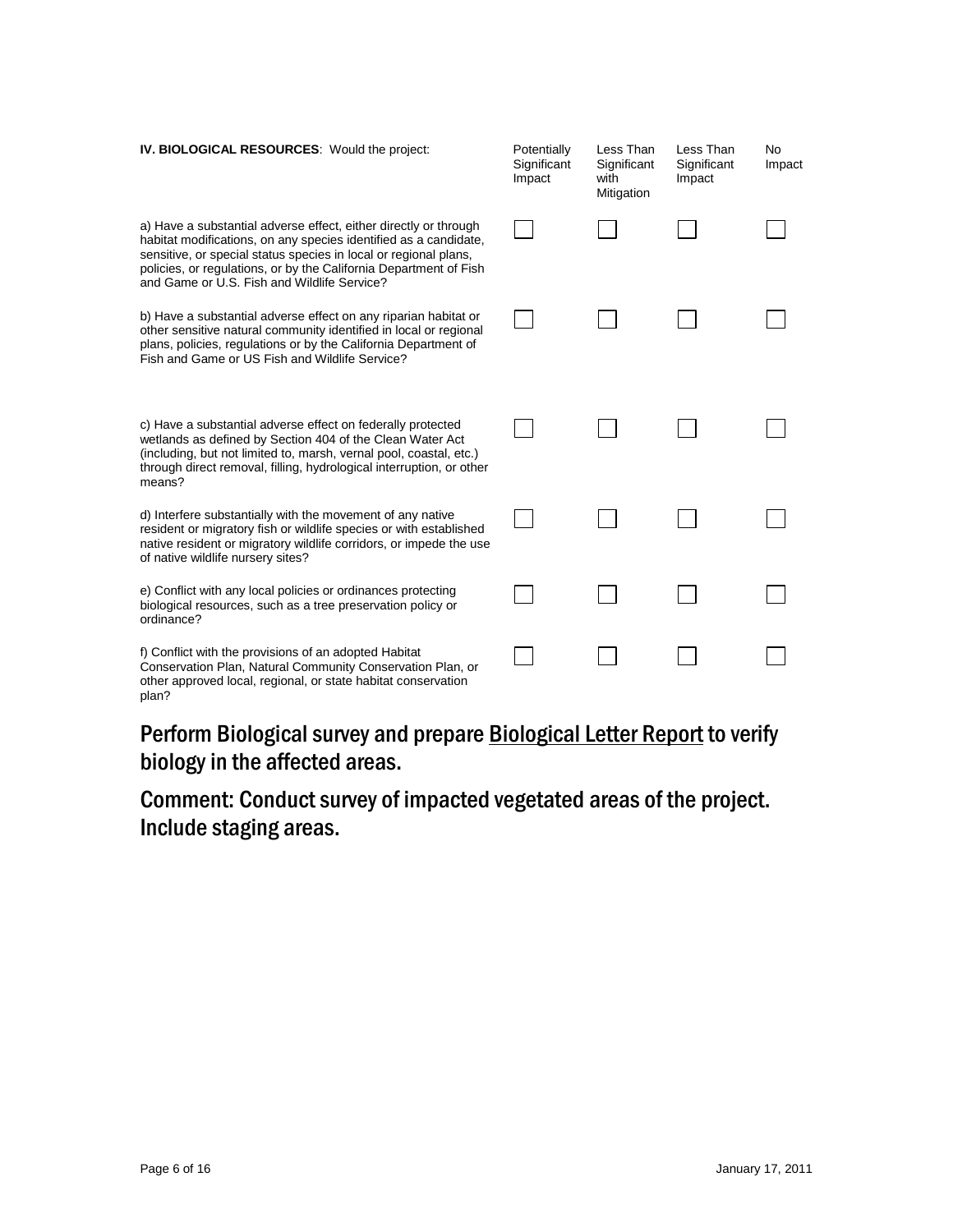| **IV. BIOLOGICAL RESOURCES**: Would the project: | Potentially Significant Impact | Less Than Significant with Mitigation | Less Than Significant Impact | No Impact |
|---|---|---|---|---|
| a) Have a substantial adverse effect, either directly or through habitat modifications, on any species identified as a candidate, sensitive, or special status species in local or regional plans, policies, or regulations, or by the California Department of Fish and Game or U.S. Fish and Wildlife Service? | ☐ | ☐ | ☐ | ☐ |
| b) Have a substantial adverse effect on any riparian habitat or other sensitive natural community identified in local or regional plans, policies, regulations or by the California Department of Fish and Game or US Fish and Wildlife Service? | ☐ | ☐ | ☐ | ☐ |
| c) Have a substantial adverse effect on federally protected wetlands as defined by Section 404 of the Clean Water Act (including, but not limited to, marsh, vernal pool, coastal, etc.) through direct removal, filling, hydrological interruption, or other means? | ☐ | ☐ | ☐ | ☐ |
| d) Interfere substantially with the movement of any native resident or migratory fish or wildlife species or with established native resident or migratory wildlife corridors, or impede the use of native wildlife nursery sites? | ☐ | ☐ | ☐ | ☐ |
| e) Conflict with any local policies or ordinances protecting biological resources, such as a tree preservation policy or ordinance? | ☐ | ☐ | ☐ | ☐ |
| f) Conflict with the provisions of an adopted Habitat Conservation Plan, Natural Community Conservation Plan, or other approved local, regional, or state habitat conservation plan? | ☐ | ☐ | ☐ | ☐ |

Perform Biological survey and prepare <u>Biological Letter Report</u> to verify biology in the affected areas.

Comment: Conduct survey of impacted vegetated areas of the project. Include staging areas.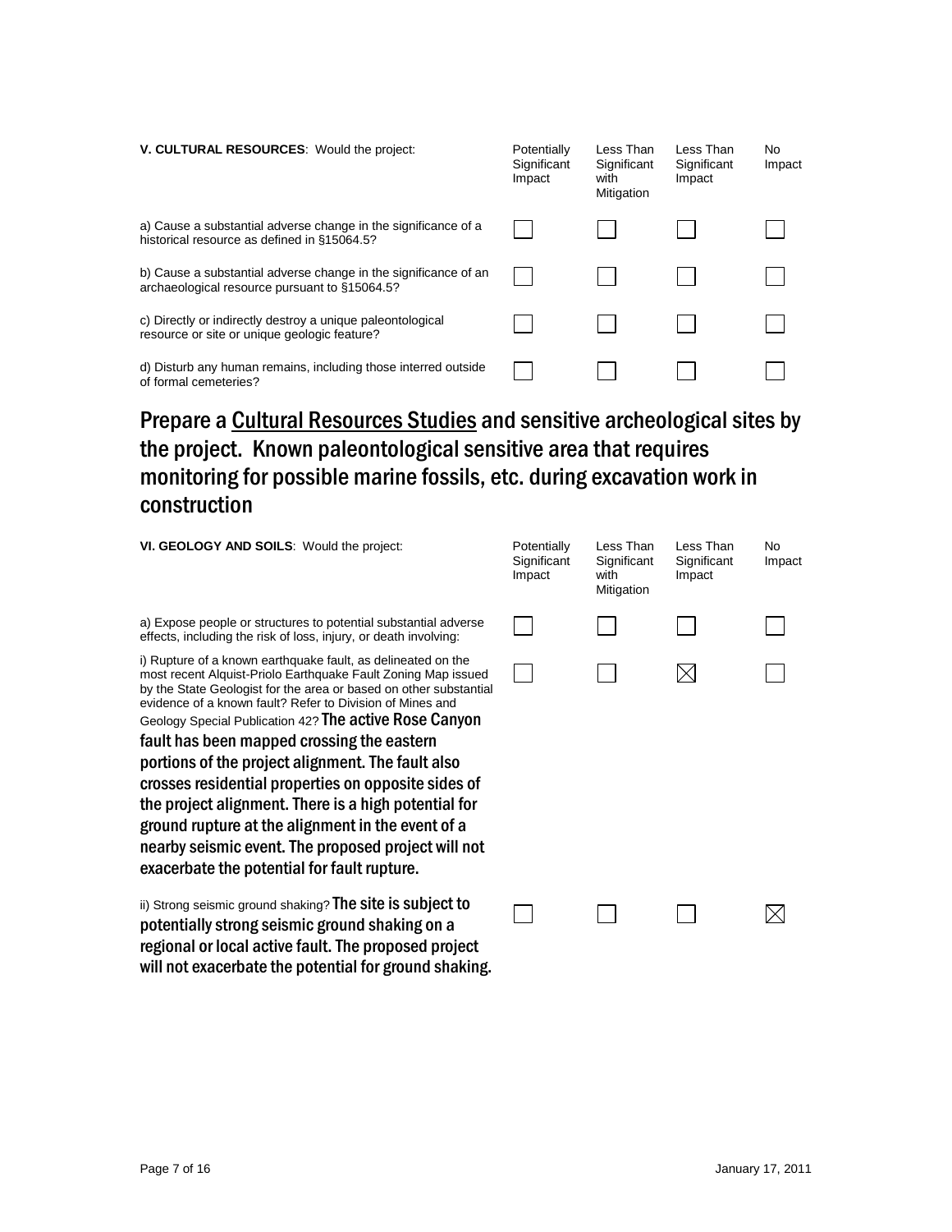| **V. CULTURAL RESOURCES**: Would the project: | Potentially Significant Impact | Less Than Significant with Mitigation | Less Than Significant Impact | No Impact |
|---|---|---|---|---|
| a) Cause a substantial adverse change in the significance of a historical resource as defined in §15064.5? | ☐ | ☐ | ☐ | ☐ |
| b) Cause a substantial adverse change in the significance of an archaeological resource pursuant to §15064.5? | ☐ | ☐ | ☐ | ☐ |
| c) Directly or indirectly destroy a unique paleontological resource or site or unique geologic feature? | ☐ | ☐ | ☐ | ☐ |
| d) Disturb any human remains, including those interred outside of formal cemeteries? | ☐ | ☐ | ☐ | ☐ |

## Prepare a <u>Cultural Resources Studies</u> and sensitive archeological sites by the project. Known paleontological sensitive area that requires monitoring for possible marine fossils, etc. during excavation work in construction

| **VI. GEOLOGY AND SOILS**: Would the project: | Potentially Significant Impact | Less Than Significant with Mitigation | Less Than Significant Impact | No Impact |
|---|---|---|---|---|
| a) Expose people or structures to potential substantial adverse effects, including the risk of loss, injury, or death involving: | ☐ | ☐ | ☐ | ☐ |
| i) Rupture of a known earthquake fault, as delineated on the most recent Alquist-Priolo Earthquake Fault Zoning Map issued by the State Geologist for the area or based on other substantial evidence of a known fault? Refer to Division of Mines and Geology Special Publication 42? **The active Rose Canyon fault has been mapped crossing the eastern portions of the project alignment. The fault also crosses residential properties on opposite sides of the project alignment. There is a high potential for ground rupture at the alignment in the event of a nearby seismic event. The proposed project will not exacerbate the potential for fault rupture.** | ☐ | ☐ | ☒ | ☐ |
| ii) Strong seismic ground shaking? **The site is subject to potentially strong seismic ground shaking on a regional or local active fault. The proposed project will not exacerbate the potential for ground shaking.** | ☐ | ☐ | ☐ | ☒ |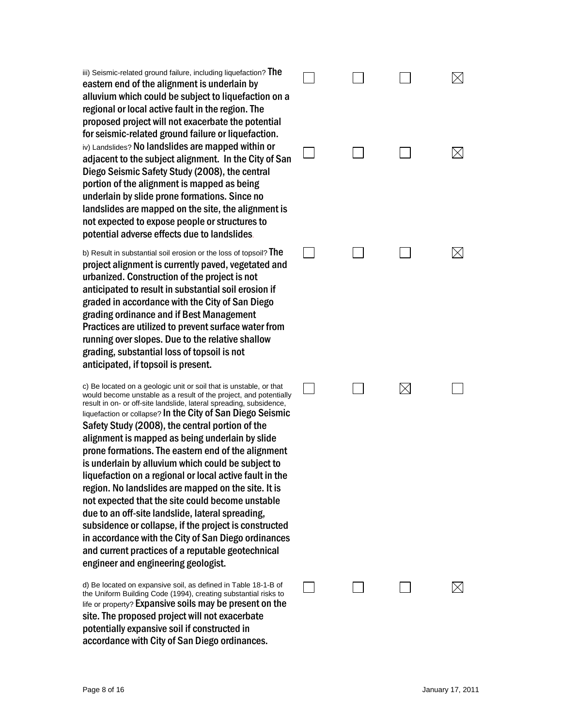| | | | | |
|---|---|---|---|---|
| iii) Seismic-related ground failure, including liquefaction? **The eastern end of the alignment is underlain by alluvium which could be subject to liquefaction on a regional or local active fault in the region. The proposed project will not exacerbate the potential for seismic-related ground failure or liquefaction.** | ☐ | ☐ | ☐ | ☒ |
| iv) Landslides? **No landslides are mapped within or adjacent to the subject alignment. In the City of San Diego Seismic Safety Study (2008), the central portion of the alignment is mapped as being underlain by slide prone formations. Since no landslides are mapped on the site, the alignment is not expected to expose people or structures to potential adverse effects due to landslides.** | ☐ | ☐ | ☐ | ☒ |
| b) Result in substantial soil erosion or the loss of topsoil? **The project alignment is currently paved, vegetated and urbanized. Construction of the project is not anticipated to result in substantial soil erosion if graded in accordance with the City of San Diego grading ordinance and if Best Management Practices are utilized to prevent surface water from running over slopes. Due to the relative shallow grading, substantial loss of topsoil is not anticipated, if topsoil is present.** | ☐ | ☐ | ☐ | ☒ |
| c) Be located on a geologic unit or soil that is unstable, or that would become unstable as a result of the project, and potentially result in on- or off-site landslide, lateral spreading, subsidence, liquefaction or collapse? **In the City of San Diego Seismic Safety Study (2008), the central portion of the alignment is mapped as being underlain by slide prone formations. The eastern end of the alignment is underlain by alluvium which could be subject to liquefaction on a regional or local active fault in the region. No landslides are mapped on the site. It is not expected that the site could become unstable due to an off-site landslide, lateral spreading, subsidence or collapse, if the project is constructed in accordance with the City of San Diego ordinances and current practices of a reputable geotechnical engineer and engineering geologist.** | ☐ | ☐ | ☒ | ☐ |
| d) Be located on expansive soil, as defined in Table 18-1-B of the Uniform Building Code (1994), creating substantial risks to life or property? **Expansive soils may be present on the site. The proposed project will not exacerbate potentially expansive soil if constructed in accordance with City of San Diego ordinances.** | ☐ | ☐ | ☐ | ☒ |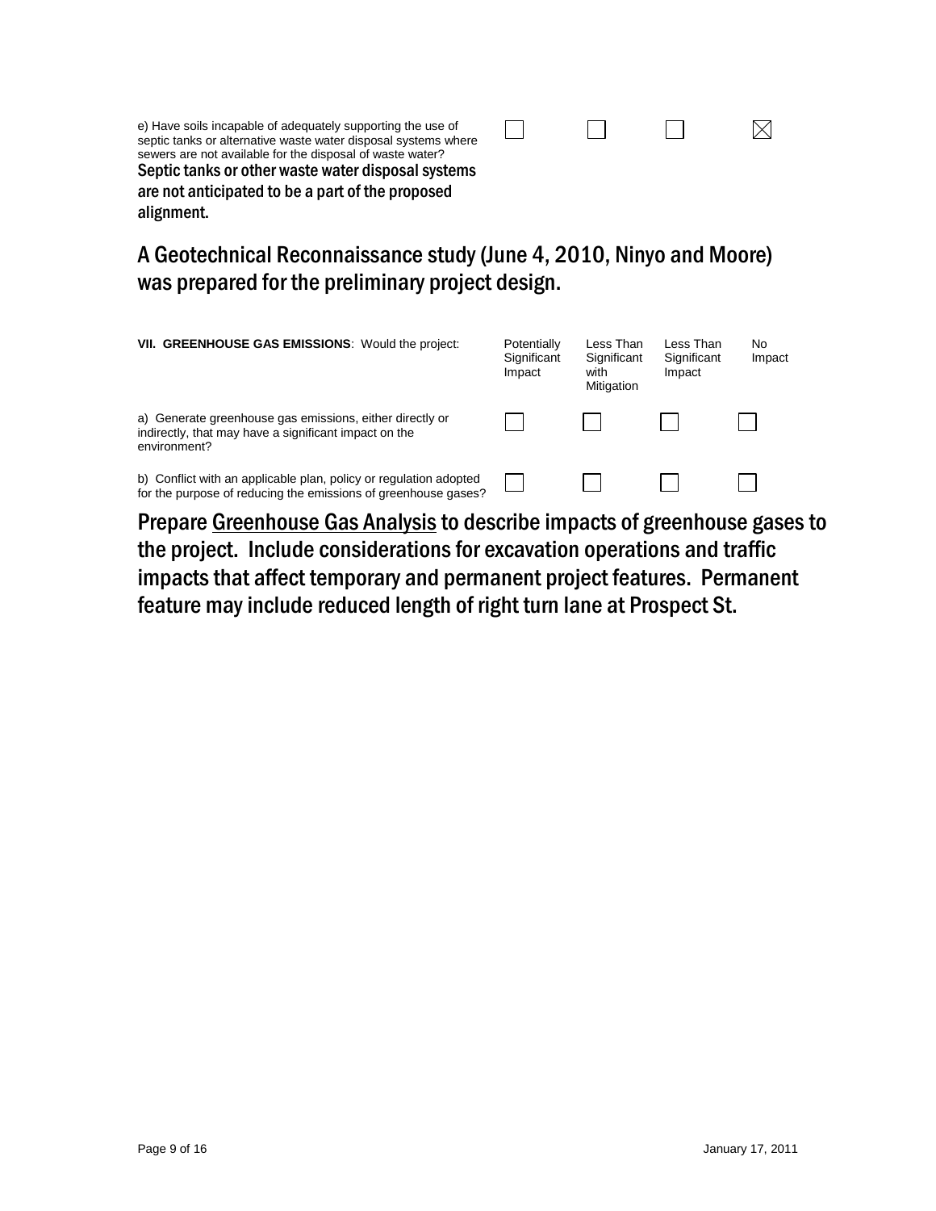| | | | | |
|---|---|---|---|---|
| e) Have soils incapable of adequately supporting the use of septic tanks or alternative waste water disposal systems where sewers are not available for the disposal of waste water? | ☐ | ☐ | ☐ | ☒ |

Septic tanks or other waste water disposal systems are not anticipated to be a part of the proposed alignment.

A Geotechnical Reconnaissance study (June 4, 2010, Ninyo and Moore) was prepared for the preliminary project design.

| **VII. GREENHOUSE GAS EMISSIONS**: Would the project: | Potentially Significant Impact | Less Than Significant with Mitigation | Less Than Significant Impact | No Impact |
|---|---|---|---|---|
| a) Generate greenhouse gas emissions, either directly or indirectly, that may have a significant impact on the environment? | ☐ | ☐ | ☐ | ☐ |
| b) Conflict with an applicable plan, policy or regulation adopted for the purpose of reducing the emissions of greenhouse gases? | ☐ | ☐ | ☐ | ☐ |

Prepare Greenhouse Gas Analysis to describe impacts of greenhouse gases to the project. Include considerations for excavation operations and traffic impacts that affect temporary and permanent project features. Permanent feature may include reduced length of right turn lane at Prospect St.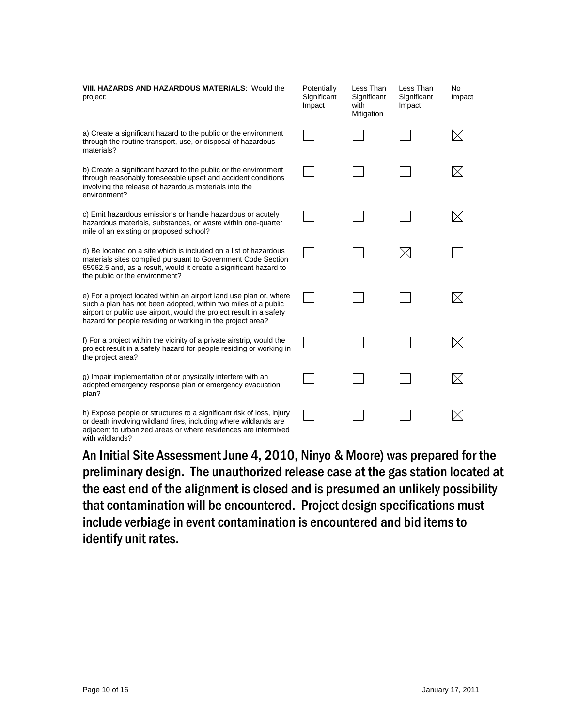| **VIII. HAZARDS AND HAZARDOUS MATERIALS**: Would the project: | Potentially Significant Impact | Less Than Significant with Mitigation | Less Than Significant Impact | No Impact |
|---|---|---|---|---|
| a) Create a significant hazard to the public or the environment through the routine transport, use, or disposal of hazardous materials? | ☐ | ☐ | ☐ | ☒ |
| b) Create a significant hazard to the public or the environment through reasonably foreseeable upset and accident conditions involving the release of hazardous materials into the environment? | ☐ | ☐ | ☐ | ☒ |
| c) Emit hazardous emissions or handle hazardous or acutely hazardous materials, substances, or waste within one-quarter mile of an existing or proposed school? | ☐ | ☐ | ☐ | ☒ |
| d) Be located on a site which is included on a list of hazardous materials sites compiled pursuant to Government Code Section 65962.5 and, as a result, would it create a significant hazard to the public or the environment? | ☐ | ☐ | ☒ | ☐ |
| e) For a project located within an airport land use plan or, where such a plan has not been adopted, within two miles of a public airport or public use airport, would the project result in a safety hazard for people residing or working in the project area? | ☐ | ☐ | ☐ | ☒ |
| f) For a project within the vicinity of a private airstrip, would the project result in a safety hazard for people residing or working in the project area? | ☐ | ☐ | ☐ | ☒ |
| g) Impair implementation of or physically interfere with an adopted emergency response plan or emergency evacuation plan? | ☐ | ☐ | ☐ | ☒ |
| h) Expose people or structures to a significant risk of loss, injury or death involving wildland fires, including where wildlands are adjacent to urbanized areas or where residences are intermixed with wildlands? | ☐ | ☐ | ☐ | ☒ |

An Initial Site Assessment June 4, 2010, Ninyo & Moore) was prepared for the preliminary design. The unauthorized release case at the gas station located at the east end of the alignment is closed and is presumed an unlikely possibility that contamination will be encountered. Project design specifications must include verbiage in event contamination is encountered and bid items to identify unit rates.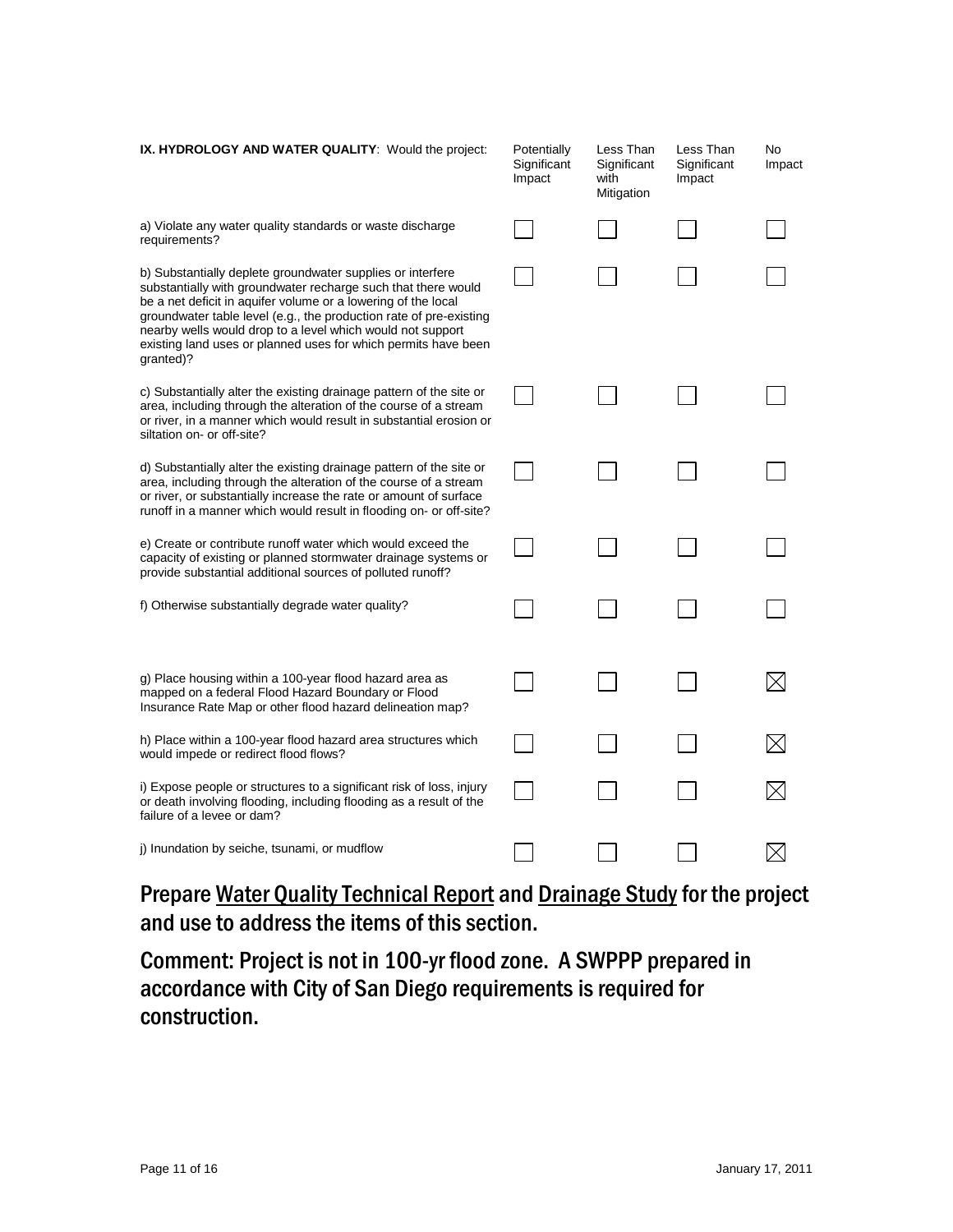| **IX. HYDROLOGY AND WATER QUALITY**: Would the project: | Potentially Significant Impact | Less Than Significant with Mitigation | Less Than Significant Impact | No Impact |
|---|---|---|---|---|
| a) Violate any water quality standards or waste discharge requirements? | ☐ | ☐ | ☐ | ☐ |
| b) Substantially deplete groundwater supplies or interfere substantially with groundwater recharge such that there would be a net deficit in aquifer volume or a lowering of the local groundwater table level (e.g., the production rate of pre-existing nearby wells would drop to a level which would not support existing land uses or planned uses for which permits have been granted)? | ☐ | ☐ | ☐ | ☐ |
| c) Substantially alter the existing drainage pattern of the site or area, including through the alteration of the course of a stream or river, in a manner which would result in substantial erosion or siltation on- or off-site? | ☐ | ☐ | ☐ | ☐ |
| d) Substantially alter the existing drainage pattern of the site or area, including through the alteration of the course of a stream or river, or substantially increase the rate or amount of surface runoff in a manner which would result in flooding on- or off-site? | ☐ | ☐ | ☐ | ☐ |
| e) Create or contribute runoff water which would exceed the capacity of existing or planned stormwater drainage systems or provide substantial additional sources of polluted runoff? | ☐ | ☐ | ☐ | ☐ |
| f) Otherwise substantially degrade water quality? | ☐ | ☐ | ☐ | ☐ |
| g) Place housing within a 100-year flood hazard area as mapped on a federal Flood Hazard Boundary or Flood Insurance Rate Map or other flood hazard delineation map? | ☐ | ☐ | ☐ | ☒ |
| h) Place within a 100-year flood hazard area structures which would impede or redirect flood flows? | ☐ | ☐ | ☐ | ☒ |
| i) Expose people or structures to a significant risk of loss, injury or death involving flooding, including flooding as a result of the failure of a levee or dam? | ☐ | ☐ | ☐ | ☒ |
| j) Inundation by seiche, tsunami, or mudflow | ☐ | ☐ | ☐ | ☒ |

**Prepare <u>Water Quality Technical Report</u> and <u>Drainage Study</u> for the project and use to address the items of this section.**

**Comment: Project is not in 100-yr flood zone. A SWPPP prepared in accordance with City of San Diego requirements is required for construction.**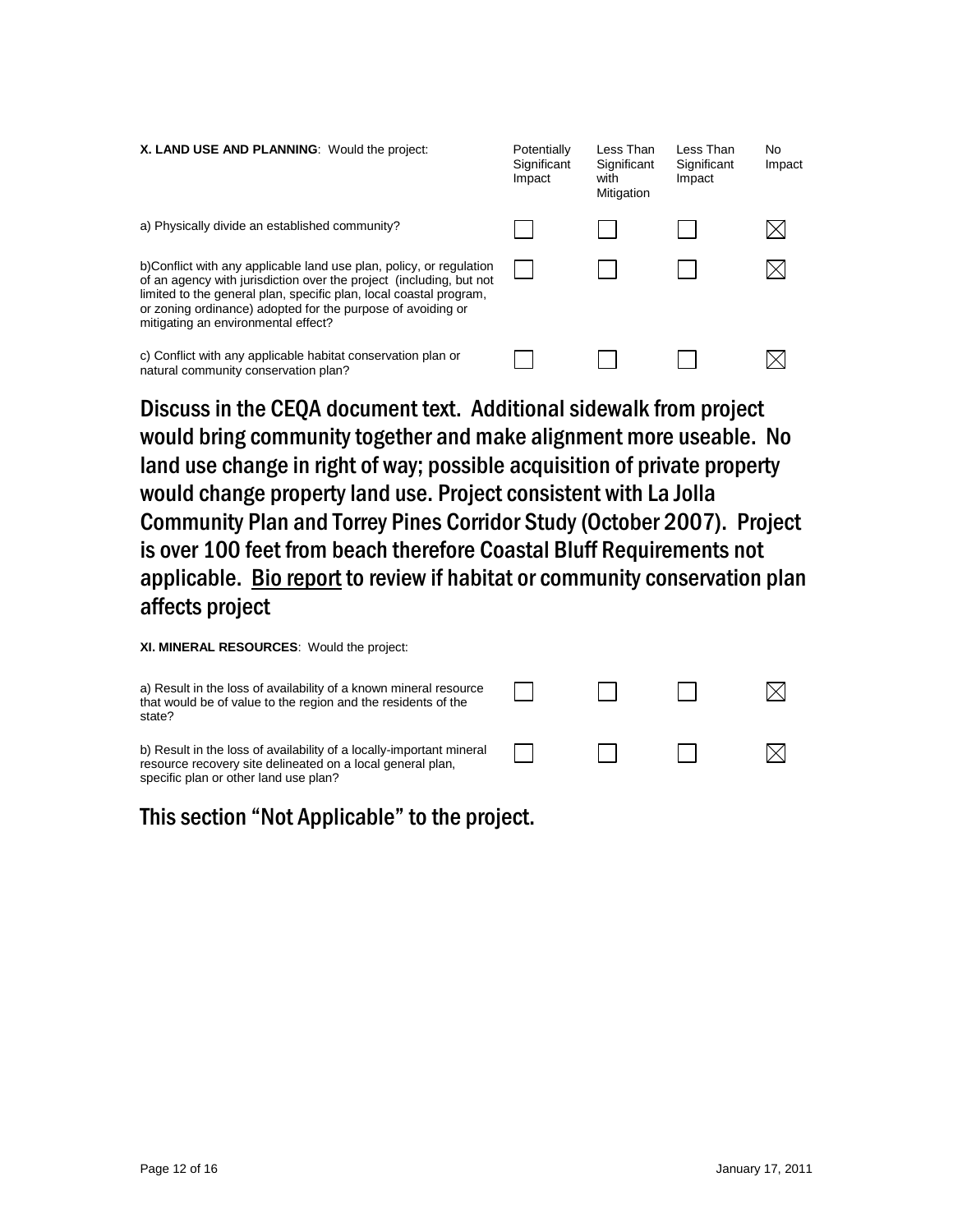| **X. LAND USE AND PLANNING**: Would the project: | Potentially Significant Impact | Less Than Significant with Mitigation | Less Than Significant Impact | No Impact |
|---|---|---|---|---|
| a) Physically divide an established community? | ☐ | ☐ | ☐ | ☒ |
| b)Conflict with any applicable land use plan, policy, or regulation of an agency with jurisdiction over the project (including, but not limited to the general plan, specific plan, local coastal program, or zoning ordinance) adopted for the purpose of avoiding or mitigating an environmental effect? | ☐ | ☐ | ☐ | ☒ |
| c) Conflict with any applicable habitat conservation plan or natural community conservation plan? | ☐ | ☐ | ☐ | ☒ |

Discuss in the CEQA document text. Additional sidewalk from project would bring community together and make alignment more useable. No land use change in right of way; possible acquisition of private property would change property land use. Project consistent with La Jolla Community Plan and Torrey Pines Corridor Study (October 2007). Project is over 100 feet from beach therefore Coastal Bluff Requirements not applicable. Bio report to review if habitat or community conservation plan affects project

| **XI. MINERAL RESOURCES**: Would the project: | Potentially Significant Impact | Less Than Significant with Mitigation | Less Than Significant Impact | No Impact |
|---|---|---|---|---|
| a) Result in the loss of availability of a known mineral resource that would be of value to the region and the residents of the state? | ☐ | ☐ | ☐ | ☒ |
| b) Result in the loss of availability of a locally-important mineral resource recovery site delineated on a local general plan, specific plan or other land use plan? | ☐ | ☐ | ☐ | ☒ |

This section "Not Applicable" to the project.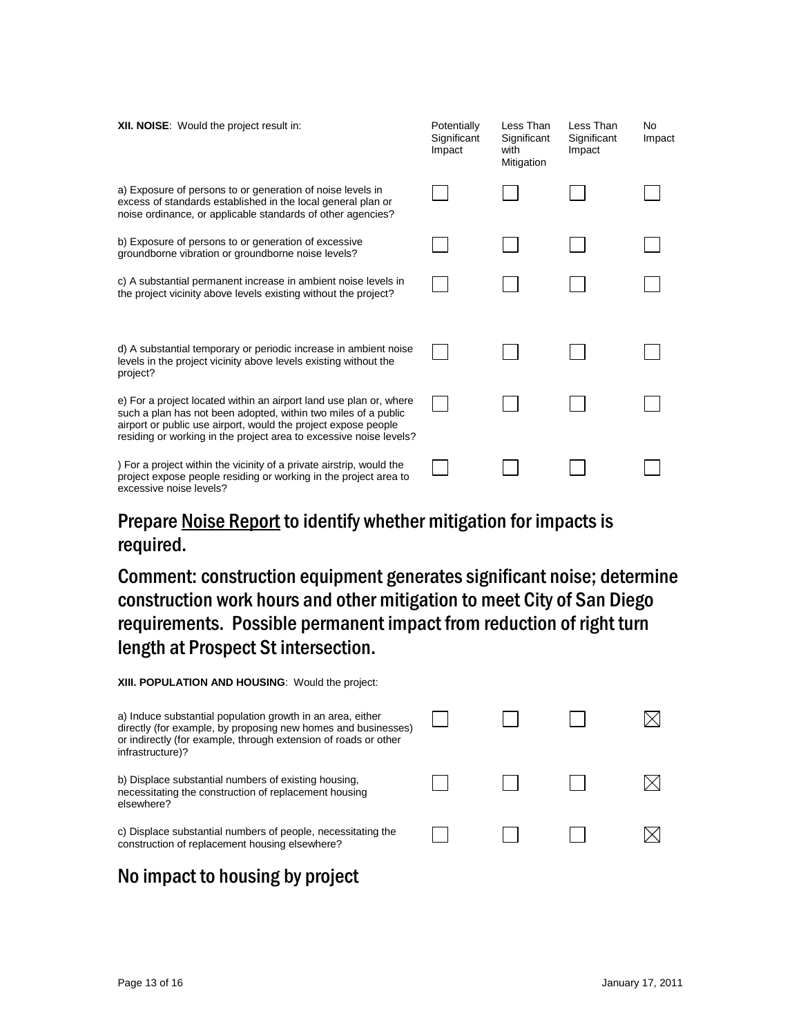| **XII. NOISE**: Would the project result in: | Potentially Significant Impact | Less Than Significant with Mitigation | Less Than Significant Impact | No Impact |
|---|---|---|---|---|
| a) Exposure of persons to or generation of noise levels in excess of standards established in the local general plan or noise ordinance, or applicable standards of other agencies? | ☐ | ☐ | ☐ | ☐ |
| b) Exposure of persons to or generation of excessive groundborne vibration or groundborne noise levels? | ☐ | ☐ | ☐ | ☐ |
| c) A substantial permanent increase in ambient noise levels in the project vicinity above levels existing without the project? | ☐ | ☐ | ☐ | ☐ |
| d) A substantial temporary or periodic increase in ambient noise levels in the project vicinity above levels existing without the project? | ☐ | ☐ | ☐ | ☐ |
| e) For a project located within an airport land use plan or, where such a plan has not been adopted, within two miles of a public airport or public use airport, would the project expose people residing or working in the project area to excessive noise levels? | ☐ | ☐ | ☐ | ☐ |
| ) For a project within the vicinity of a private airstrip, would the project expose people residing or working in the project area to excessive noise levels? | ☐ | ☐ | ☐ | ☐ |

## Prepare <u>Noise Report</u> to identify whether mitigation for impacts is required.

## Comment: construction equipment generates significant noise; determine construction work hours and other mitigation to meet City of San Diego requirements. Possible permanent impact from reduction of right turn length at Prospect St intersection.

| **XIII. POPULATION AND HOUSING**: Would the project: | Potentially Significant Impact | Less Than Significant with Mitigation | Less Than Significant Impact | No Impact |
|---|---|---|---|---|
| a) Induce substantial population growth in an area, either directly (for example, by proposing new homes and businesses) or indirectly (for example, through extension of roads or other infrastructure)? | ☐ | ☐ | ☐ | ☒ |
| b) Displace substantial numbers of existing housing, necessitating the construction of replacement housing elsewhere? | ☐ | ☐ | ☐ | ☒ |
| c) Displace substantial numbers of people, necessitating the construction of replacement housing elsewhere? | ☐ | ☐ | ☐ | ☒ |

## No impact to housing by project

January 17, 2011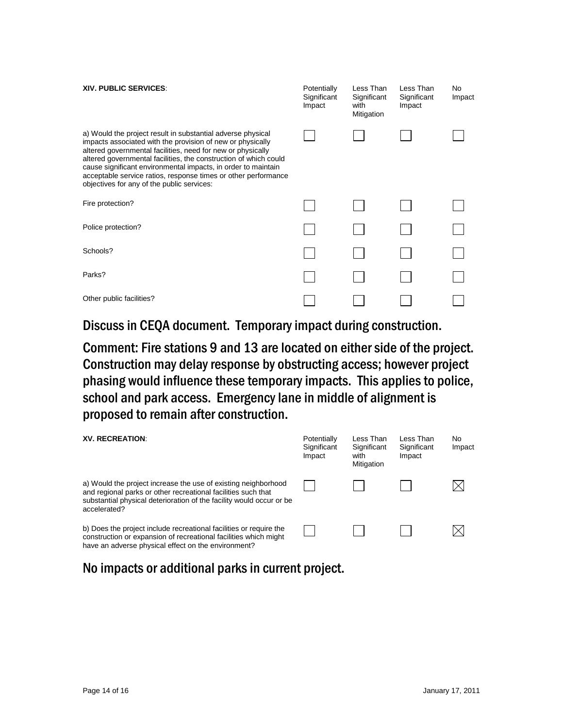| **XIV. PUBLIC SERVICES**: | Potentially Significant Impact | Less Than Significant with Mitigation | Less Than Significant Impact | No Impact |
|---|---|---|---|---|
| a) Would the project result in substantial adverse physical impacts associated with the provision of new or physically altered governmental facilities, need for new or physically altered governmental facilities, the construction of which could cause significant environmental impacts, in order to maintain acceptable service ratios, response times or other performance objectives for any of the public services: | ☐ | ☐ | ☐ | ☐ |
| Fire protection? | ☐ | ☐ | ☐ | ☐ |
| Police protection? | ☐ | ☐ | ☐ | ☐ |
| Schools? | ☐ | ☐ | ☐ | ☐ |
| Parks? | ☐ | ☐ | ☐ | ☐ |
| Other public facilities? | ☐ | ☐ | ☐ | ☐ |

Discuss in CEQA document. Temporary impact during construction.

Comment: Fire stations 9 and 13 are located on either side of the project. Construction may delay response by obstructing access; however project phasing would influence these temporary impacts. This applies to police, school and park access. Emergency lane in middle of alignment is proposed to remain after construction.

| **XV. RECREATION**: | Potentially Significant Impact | Less Than Significant with Mitigation | Less Than Significant Impact | No Impact |
|---|---|---|---|---|
| a) Would the project increase the use of existing neighborhood and regional parks or other recreational facilities such that substantial physical deterioration of the facility would occur or be accelerated? | ☐ | ☐ | ☐ | ☒ |
| b) Does the project include recreational facilities or require the construction or expansion of recreational facilities which might have an adverse physical effect on the environment? | ☐ | ☐ | ☐ | ☒ |

No impacts or additional parks in current project.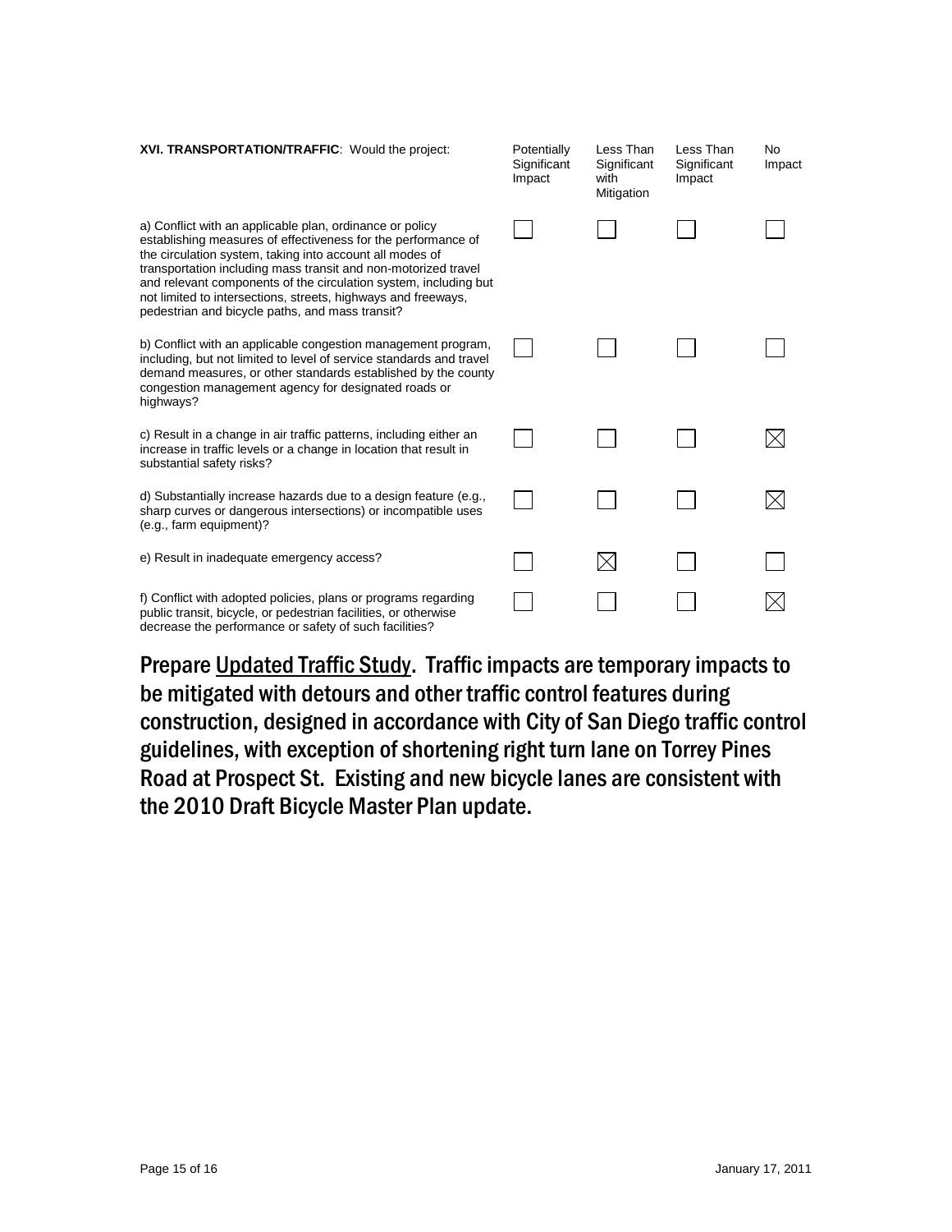| **XVI. TRANSPORTATION/TRAFFIC**: Would the project: | Potentially Significant Impact | Less Than Significant with Mitigation | Less Than Significant Impact | No Impact |
|---|---|---|---|---|
| a) Conflict with an applicable plan, ordinance or policy establishing measures of effectiveness for the performance of the circulation system, taking into account all modes of transportation including mass transit and non-motorized travel and relevant components of the circulation system, including but not limited to intersections, streets, highways and freeways, pedestrian and bicycle paths, and mass transit? | ☐ | ☐ | ☐ | ☐ |
| b) Conflict with an applicable congestion management program, including, but not limited to level of service standards and travel demand measures, or other standards established by the county congestion management agency for designated roads or highways? | ☐ | ☐ | ☐ | ☐ |
| c) Result in a change in air traffic patterns, including either an increase in traffic levels or a change in location that result in substantial safety risks? | ☐ | ☐ | ☐ | ☒ |
| d) Substantially increase hazards due to a design feature (e.g., sharp curves or dangerous intersections) or incompatible uses (e.g., farm equipment)? | ☐ | ☐ | ☐ | ☒ |
| e) Result in inadequate emergency access? | ☐ | ☒ | ☐ | ☐ |
| f) Conflict with adopted policies, plans or programs regarding public transit, bicycle, or pedestrian facilities, or otherwise decrease the performance or safety of such facilities? | ☐ | ☐ | ☐ | ☒ |

**Prepare <u>Updated Traffic Study</u>. Traffic impacts are temporary impacts to be mitigated with detours and other traffic control features during construction, designed in accordance with City of San Diego traffic control guidelines, with exception of shortening right turn lane on Torrey Pines Road at Prospect St. Existing and new bicycle lanes are consistent with the 2010 Draft Bicycle Master Plan update.**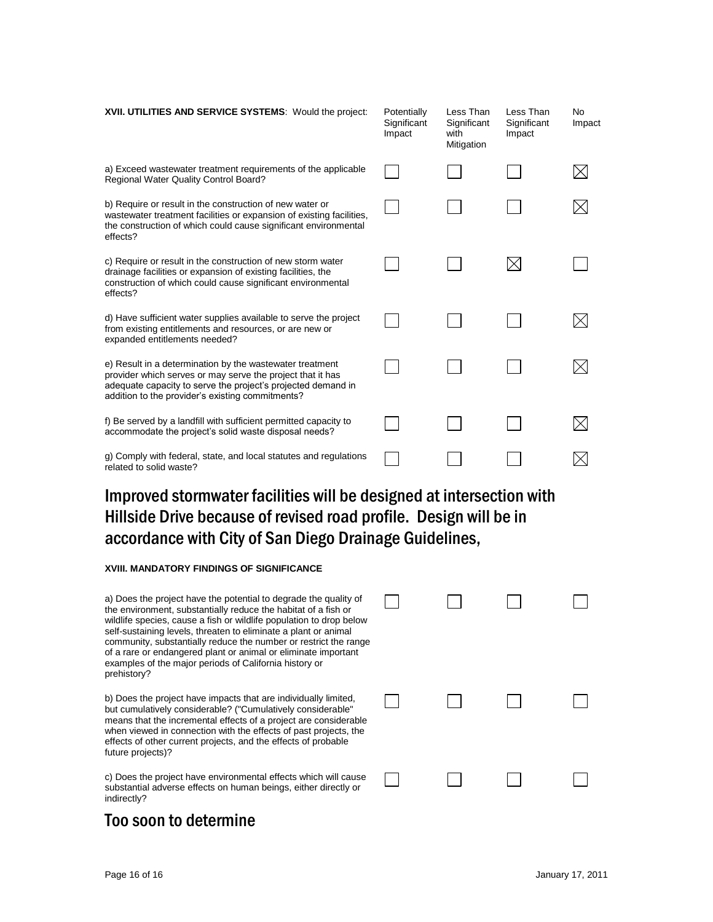| XVII. UTILITIES AND SERVICE SYSTEMS: Would the project: | Potentially Significant Impact | Less Than Significant with Mitigation | Less Than Significant Impact | No Impact |
|---|---|---|---|---|
| a) Exceed wastewater treatment requirements of the applicable Regional Water Quality Control Board? | ☐ | ☐ | ☐ | ☒ |
| b) Require or result in the construction of new water or wastewater treatment facilities or expansion of existing facilities, the construction of which could cause significant environmental effects? | ☐ | ☐ | ☐ | ☒ |
| c) Require or result in the construction of new storm water drainage facilities or expansion of existing facilities, the construction of which could cause significant environmental effects? | ☐ | ☐ | ☒ | ☐ |
| d) Have sufficient water supplies available to serve the project from existing entitlements and resources, or are new or expanded entitlements needed? | ☐ | ☐ | ☐ | ☒ |
| e) Result in a determination by the wastewater treatment provider which serves or may serve the project that it has adequate capacity to serve the project's projected demand in addition to the provider's existing commitments? | ☐ | ☐ | ☐ | ☒ |
| f) Be served by a landfill with sufficient permitted capacity to accommodate the project's solid waste disposal needs? | ☐ | ☐ | ☐ | ☒ |
| g) Comply with federal, state, and local statutes and regulations related to solid waste? | ☐ | ☐ | ☐ | ☒ |

Improved stormwater facilities will be designed at intersection with Hillside Drive because of revised road profile. Design will be in accordance with City of San Diego Drainage Guidelines,

| XVIII. MANDATORY FINDINGS OF SIGNIFICANCE | Potentially Significant Impact | Less Than Significant with Mitigation | Less Than Significant Impact | No Impact |
|---|---|---|---|---|
| a) Does the project have the potential to degrade the quality of the environment, substantially reduce the habitat of a fish or wildlife species, cause a fish or wildlife population to drop below self-sustaining levels, threaten to eliminate a plant or animal community, substantially reduce the number or restrict the range of a rare or endangered plant or animal or eliminate important examples of the major periods of California history or prehistory? | ☐ | ☐ | ☐ | ☐ |
| b) Does the project have impacts that are individually limited, but cumulatively considerable? ("Cumulatively considerable" means that the incremental effects of a project are considerable when viewed in connection with the effects of past projects, the effects of other current projects, and the effects of probable future projects)? | ☐ | ☐ | ☐ | ☐ |
| c) Does the project have environmental effects which will cause substantial adverse effects on human beings, either directly or indirectly? | ☐ | ☐ | ☐ | ☐ |

Too soon to determine